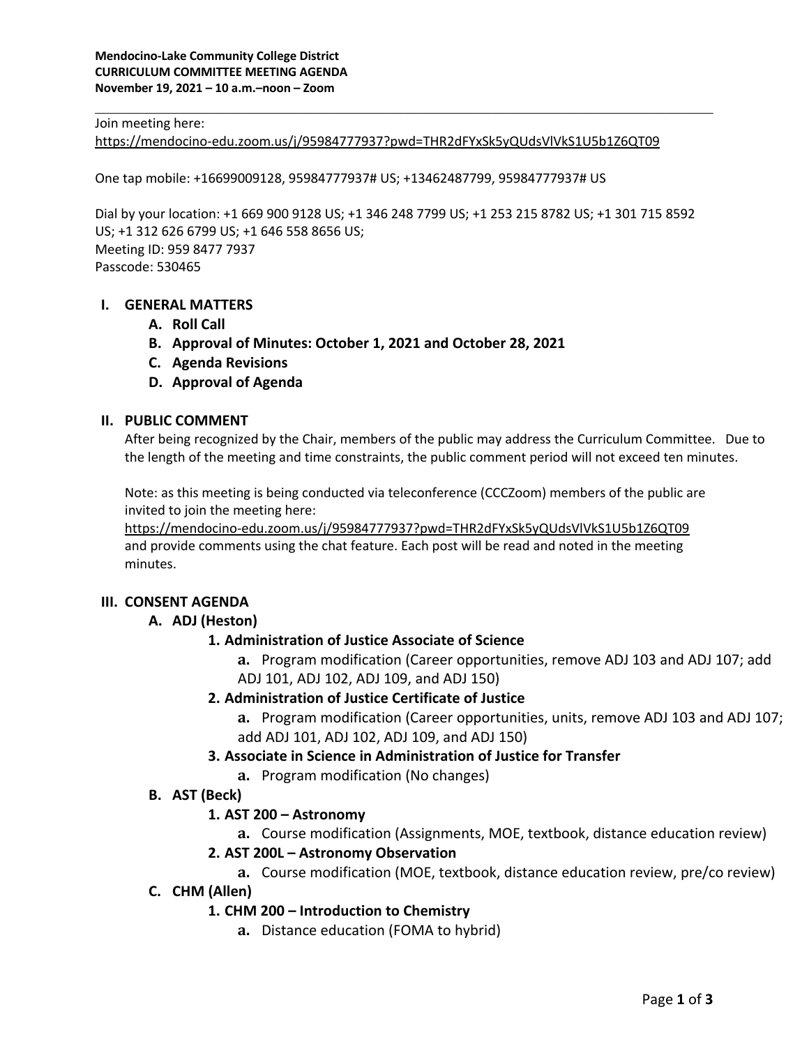**Mendocino-Lake Community College District**
**CURRICULUM COMMITTEE MEETING AGENDA**
**November 19, 2021 – 10 a.m.–noon – Zoom**

---

Join meeting here:
https://mendocino-edu.zoom.us/j/95984777937?pwd=THR2dFYxSk5yQUdsVlVkS1U5b1Z6QT09

One tap mobile: +16699009128, 95984777937# US; +13462487799, 95984777937# US

Dial by your location: +1 669 900 9128 US; +1 346 248 7799 US; +1 253 215 8782 US; +1 301 715 8592 US; +1 312 626 6799 US; +1 646 558 8656 US;
Meeting ID: 959 8477 7937
Passcode: 530465

## I. GENERAL MATTERS

- **A. Roll Call**
- **B. Approval of Minutes: October 1, 2021 and October 28, 2021**
- **C. Agenda Revisions**
- **D. Approval of Agenda**

## II. PUBLIC COMMENT

After being recognized by the Chair, members of the public may address the Curriculum Committee. Due to the length of the meeting and time constraints, the public comment period will not exceed ten minutes.

Note: as this meeting is being conducted via teleconference (CCCZoom) members of the public are invited to join the meeting here:
https://mendocino-edu.zoom.us/j/95984777937?pwd=THR2dFYxSk5yQUdsVlVkS1U5b1Z6QT09
and provide comments using the chat feature. Each post will be read and noted in the meeting minutes.

## III. CONSENT AGENDA

- **A. ADJ (Heston)**
  - **1. Administration of Justice Associate of Science**
    - **a.** Program modification (Career opportunities, remove ADJ 103 and ADJ 107; add ADJ 101, ADJ 102, ADJ 109, and ADJ 150)
  - **2. Administration of Justice Certificate of Justice**
    - **a.** Program modification (Career opportunities, units, remove ADJ 103 and ADJ 107; add ADJ 101, ADJ 102, ADJ 109, and ADJ 150)
  - **3. Associate in Science in Administration of Justice for Transfer**
    - **a.** Program modification (No changes)
- **B. AST (Beck)**
  - **1. AST 200 – Astronomy**
    - **a.** Course modification (Assignments, MOE, textbook, distance education review)
  - **2. AST 200L – Astronomy Observation**
    - **a.** Course modification (MOE, textbook, distance education review, pre/co review)
- **C. CHM (Allen)**
  - **1. CHM 200 – Introduction to Chemistry**
    - **a.** Distance education (FOMA to hybrid)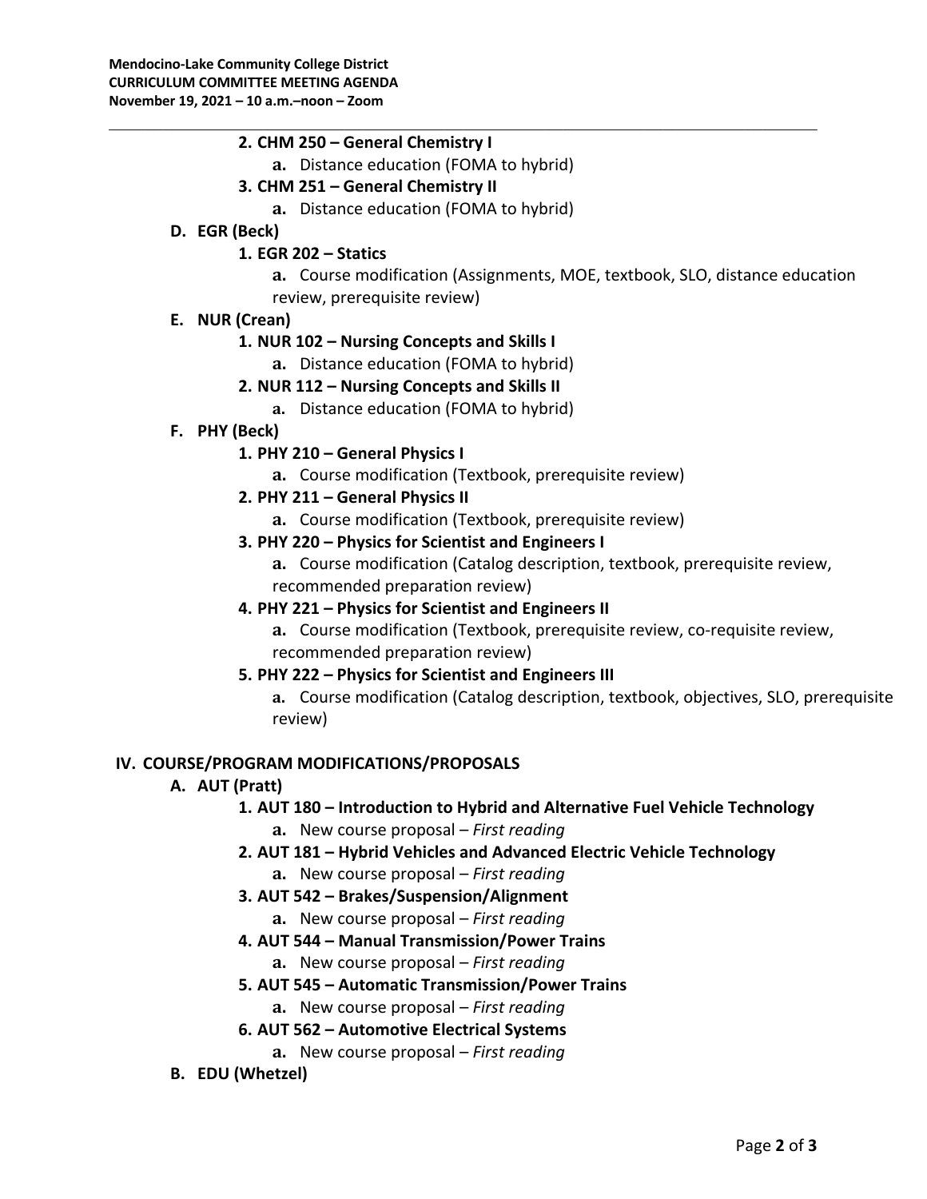2. **CHM 250 – General Chemistry I**
   - **a.** Distance education (FOMA to hybrid)
3. **CHM 251 – General Chemistry II**
   - **a.** Distance education (FOMA to hybrid)

**D. EGR (Beck)**

1. **EGR 202 – Statics**
   - **a.** Course modification (Assignments, MOE, textbook, SLO, distance education review, prerequisite review)

**E. NUR (Crean)**

1. **NUR 102 – Nursing Concepts and Skills I**
   - **a.** Distance education (FOMA to hybrid)
2. **NUR 112 – Nursing Concepts and Skills II**
   - **a.** Distance education (FOMA to hybrid)

**F. PHY (Beck)**

1. **PHY 210 – General Physics I**
   - **a.** Course modification (Textbook, prerequisite review)
2. **PHY 211 – General Physics II**
   - **a.** Course modification (Textbook, prerequisite review)
3. **PHY 220 – Physics for Scientist and Engineers I**
   - **a.** Course modification (Catalog description, textbook, prerequisite review, recommended preparation review)
4. **PHY 221 – Physics for Scientist and Engineers II**
   - **a.** Course modification (Textbook, prerequisite review, co-requisite review, recommended preparation review)
5. **PHY 222 – Physics for Scientist and Engineers III**
   - **a.** Course modification (Catalog description, textbook, objectives, SLO, prerequisite review)

## IV. COURSE/PROGRAM MODIFICATIONS/PROPOSALS

**A. AUT (Pratt)**

1. **AUT 180 – Introduction to Hybrid and Alternative Fuel Vehicle Technology**
   - **a.** New course proposal – *First reading*
2. **AUT 181 – Hybrid Vehicles and Advanced Electric Vehicle Technology**
   - **a.** New course proposal – *First reading*
3. **AUT 542 – Brakes/Suspension/Alignment**
   - **a.** New course proposal – *First reading*
4. **AUT 544 – Manual Transmission/Power Trains**
   - **a.** New course proposal – *First reading*
5. **AUT 545 – Automatic Transmission/Power Trains**
   - **a.** New course proposal – *First reading*
6. **AUT 562 – Automotive Electrical Systems**
   - **a.** New course proposal – *First reading*

**B. EDU (Whetzel)**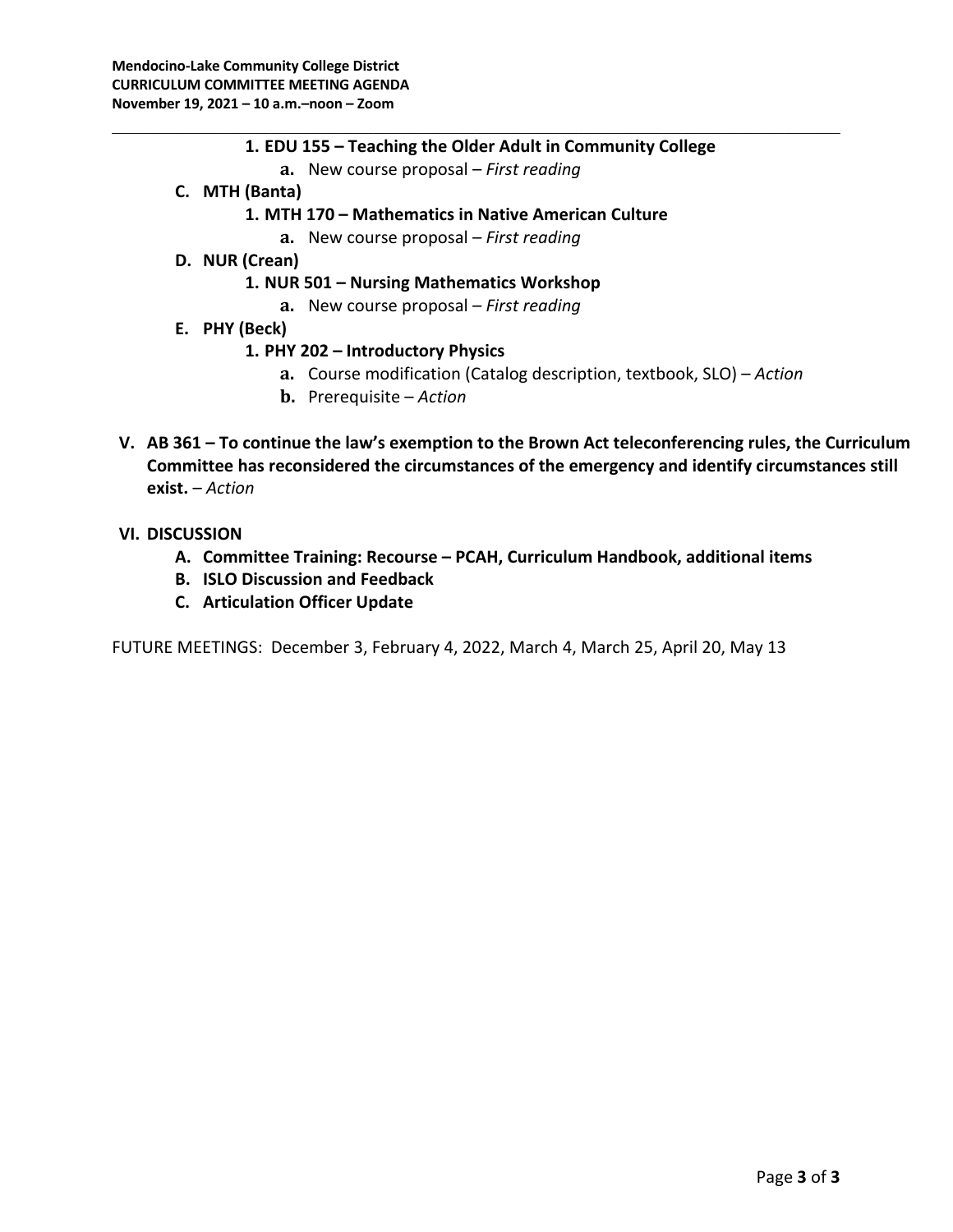1. **EDU 155 – Teaching the Older Adult in Community College**
   - **a.** New course proposal – *First reading*

**C. MTH (Banta)**

1. **MTH 170 – Mathematics in Native American Culture**
   - **a.** New course proposal – *First reading*

**D. NUR (Crean)**

1. **NUR 501 – Nursing Mathematics Workshop**
   - **a.** New course proposal – *First reading*

**E. PHY (Beck)**

1. **PHY 202 – Introductory Physics**
   - **a.** Course modification (Catalog description, textbook, SLO) – *Action*
   - **b.** Prerequisite – *Action*

**V. AB 361 – To continue the law's exemption to the Brown Act teleconferencing rules, the Curriculum Committee has reconsidered the circumstances of the emergency and identify circumstances still exist.** – *Action*

**VI. DISCUSSION**

- **A. Committee Training: Recourse – PCAH, Curriculum Handbook, additional items**
- **B. ISLO Discussion and Feedback**
- **C. Articulation Officer Update**

FUTURE MEETINGS: December 3, February 4, 2022, March 4, March 25, April 20, May 13